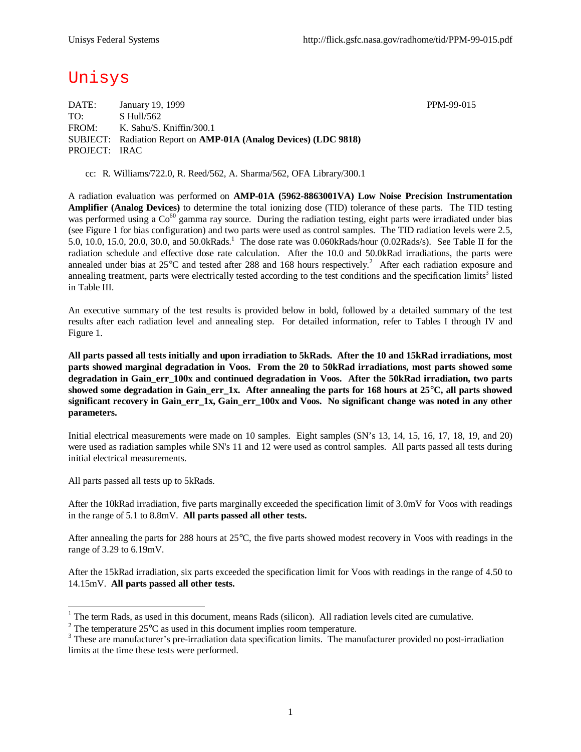# Unisys

DATE: January 19, 1999 PPM-99-015
TO: S Hull/562
FROM: K. Sahu/S. Kniffin/300.1
SUBJECT: Radiation Report on **AMP-01A (Analog Devices) (LDC 9818)**
PROJECT: IRAC

cc: R. Williams/722.0, R. Reed/562, A. Sharma/562, OFA Library/300.1

A radiation evaluation was performed on **AMP-01A (5962-8863001VA) Low Noise Precision Instrumentation Amplifier (Analog Devices)** to determine the total ionizing dose (TID) tolerance of these parts. The TID testing was performed using a $Co^{60}$ gamma ray source. During the radiation testing, eight parts were irradiated under bias (see Figure 1 for bias configuration) and two parts were used as control samples. The TID radiation levels were 2.5, 5.0, 10.0, 15.0, 20.0, 30.0, and 50.0kRads.[1] The dose rate was 0.060kRads/hour (0.02Rads/s). See Table II for the radiation schedule and effective dose rate calculation. After the 10.0 and 50.0kRad irradiations, the parts were annealed under bias at 25°C and tested after 288 and 168 hours respectively.[2] After each radiation exposure and annealing treatment, parts were electrically tested according to the test conditions and the specification limits[3] listed in Table III.

An executive summary of the test results is provided below in bold, followed by a detailed summary of the test results after each radiation level and annealing step. For detailed information, refer to Tables I through IV and Figure 1.

**All parts passed all tests initially and upon irradiation to 5kRads. After the 10 and 15kRad irradiations, most parts showed marginal degradation in Voos. From the 20 to 50kRad irradiations, most parts showed some degradation in Gain_err_100x and continued degradation in Voos. After the 50kRad irradiation, two parts showed some degradation in Gain_err_1x. After annealing the parts for 168 hours at 25°C, all parts showed significant recovery in Gain_err_1x, Gain_err_100x and Voos. No significant change was noted in any other parameters.**

Initial electrical measurements were made on 10 samples. Eight samples (SN's 13, 14, 15, 16, 17, 18, 19, and 20) were used as radiation samples while SN's 11 and 12 were used as control samples. All parts passed all tests during initial electrical measurements.

All parts passed all tests up to 5kRads.

After the 10kRad irradiation, five parts marginally exceeded the specification limit of 3.0mV for Voos with readings in the range of 5.1 to 8.8mV. **All parts passed all other tests.**

After annealing the parts for 288 hours at 25°C, the five parts showed modest recovery in Voos with readings in the range of 3.29 to 6.19mV.

After the 15kRad irradiation, six parts exceeded the specification limit for Voos with readings in the range of 4.50 to 14.15mV. **All parts passed all other tests.**

---

[1] The term Rads, as used in this document, means Rads (silicon). All radiation levels cited are cumulative.

[2] The temperature 25°C as used in this document implies room temperature.

[3] These are manufacturer's pre-irradiation data specification limits. The manufacturer provided no post-irradiation limits at the time these tests were performed.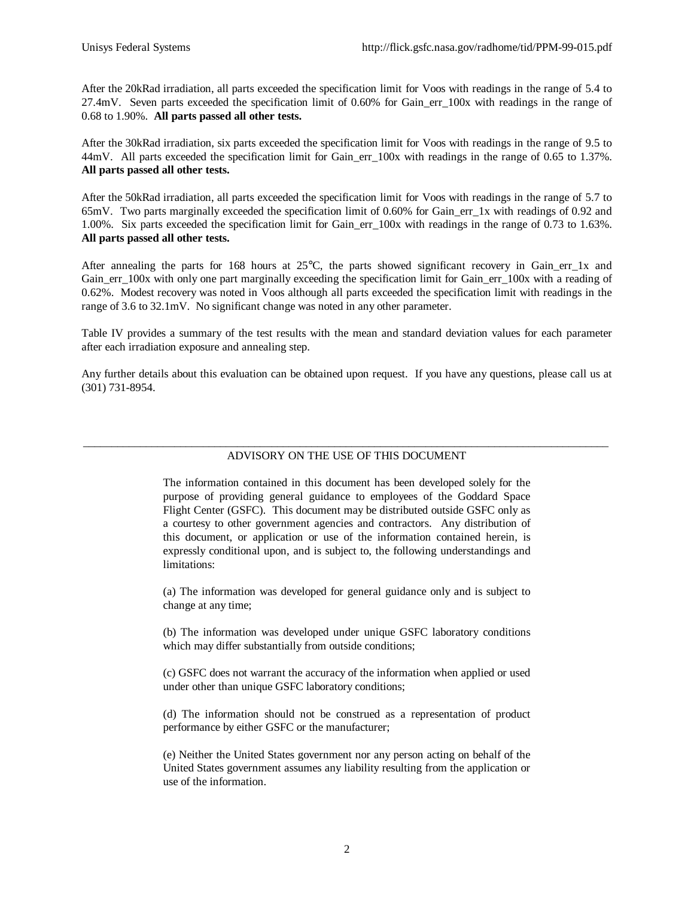After the 20kRad irradiation, all parts exceeded the specification limit for Voos with readings in the range of 5.4 to 27.4mV. Seven parts exceeded the specification limit of 0.60% for Gain_err_100x with readings in the range of 0.68 to 1.90%. **All parts passed all other tests.**

After the 30kRad irradiation, six parts exceeded the specification limit for Voos with readings in the range of 9.5 to 44mV. All parts exceeded the specification limit for Gain_err_100x with readings in the range of 0.65 to 1.37%. **All parts passed all other tests.**

After the 50kRad irradiation, all parts exceeded the specification limit for Voos with readings in the range of 5.7 to 65mV. Two parts marginally exceeded the specification limit of 0.60% for Gain_err_1x with readings of 0.92 and 1.00%. Six parts exceeded the specification limit for Gain_err_100x with readings in the range of 0.73 to 1.63%. **All parts passed all other tests.**

After annealing the parts for 168 hours at 25°C, the parts showed significant recovery in Gain_err_1x and Gain_err_100x with only one part marginally exceeding the specification limit for Gain_err_100x with a reading of 0.62%. Modest recovery was noted in Voos although all parts exceeded the specification limit with readings in the range of 3.6 to 32.1mV. No significant change was noted in any other parameter.

Table IV provides a summary of the test results with the mean and standard deviation values for each parameter after each irradiation exposure and annealing step.

Any further details about this evaluation can be obtained upon request. If you have any questions, please call us at (301) 731-8954.

---

ADVISORY ON THE USE OF THIS DOCUMENT

The information contained in this document has been developed solely for the purpose of providing general guidance to employees of the Goddard Space Flight Center (GSFC). This document may be distributed outside GSFC only as a courtesy to other government agencies and contractors. Any distribution of this document, or application or use of the information contained herein, is expressly conditional upon, and is subject to, the following understandings and limitations:

(a) The information was developed for general guidance only and is subject to change at any time;

(b) The information was developed under unique GSFC laboratory conditions which may differ substantially from outside conditions;

(c) GSFC does not warrant the accuracy of the information when applied or used under other than unique GSFC laboratory conditions;

(d) The information should not be construed as a representation of product performance by either GSFC or the manufacturer;

(e) Neither the United States government nor any person acting on behalf of the United States government assumes any liability resulting from the application or use of the information.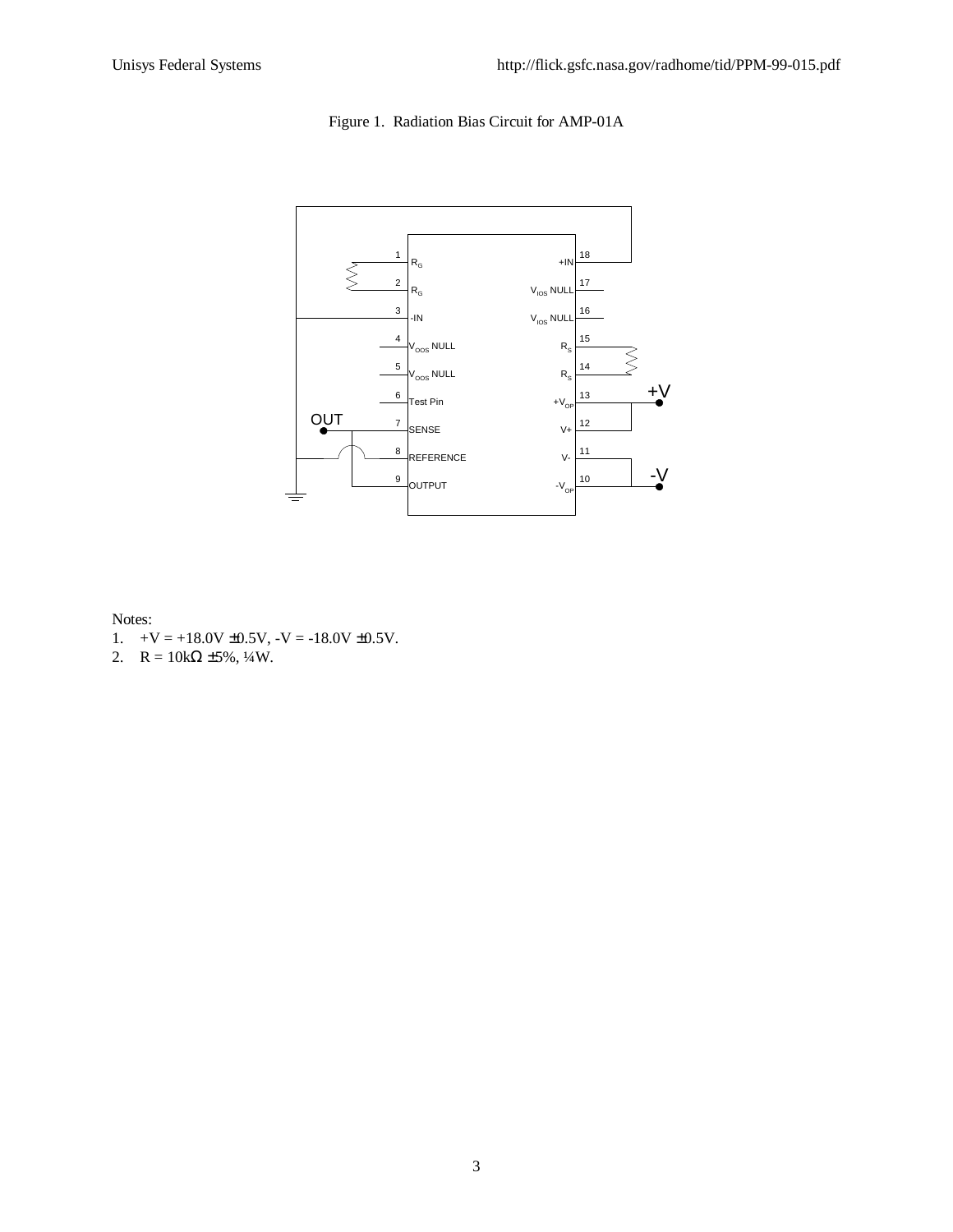Figure 1. Radiation Bias Circuit for AMP-01A

Notes:

1. +V = +18.0V ±0.5V, -V = -18.0V ±0.5V.
2. R = 10kΩ ±5%, ¼W.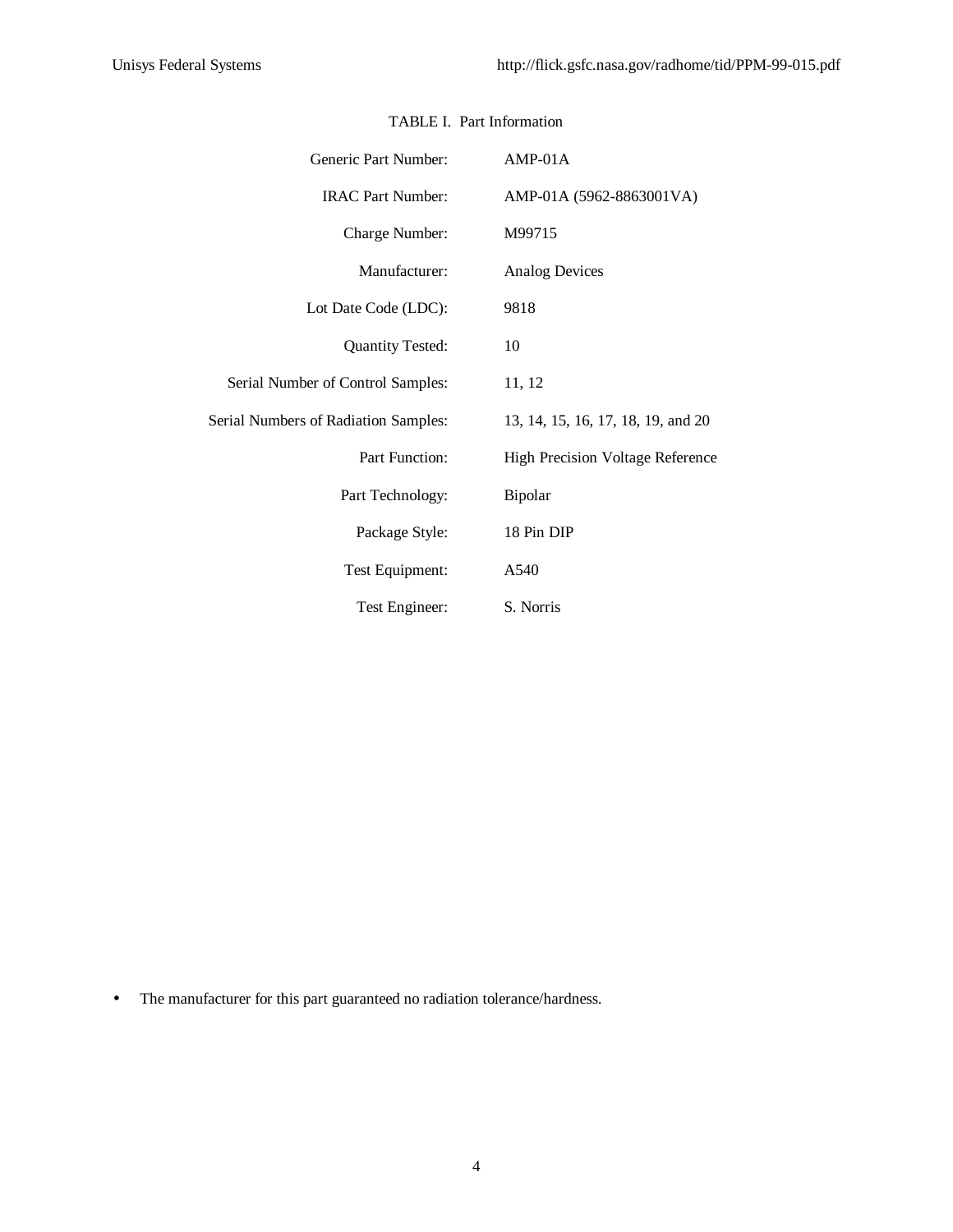TABLE I. Part Information

| | |
|---|---|
| Generic Part Number: | AMP-01A |
| IRAC Part Number: | AMP-01A (5962-8863001VA) |
| Charge Number: | M99715 |
| Manufacturer: | Analog Devices |
| Lot Date Code (LDC): | 9818 |
| Quantity Tested: | 10 |
| Serial Number of Control Samples: | 11, 12 |
| Serial Numbers of Radiation Samples: | 13, 14, 15, 16, 17, 18, 19, and 20 |
| Part Function: | High Precision Voltage Reference |
| Part Technology: | Bipolar |
| Package Style: | 18 Pin DIP |
| Test Equipment: | A540 |
| Test Engineer: | S. Norris |

- The manufacturer for this part guaranteed no radiation tolerance/hardness.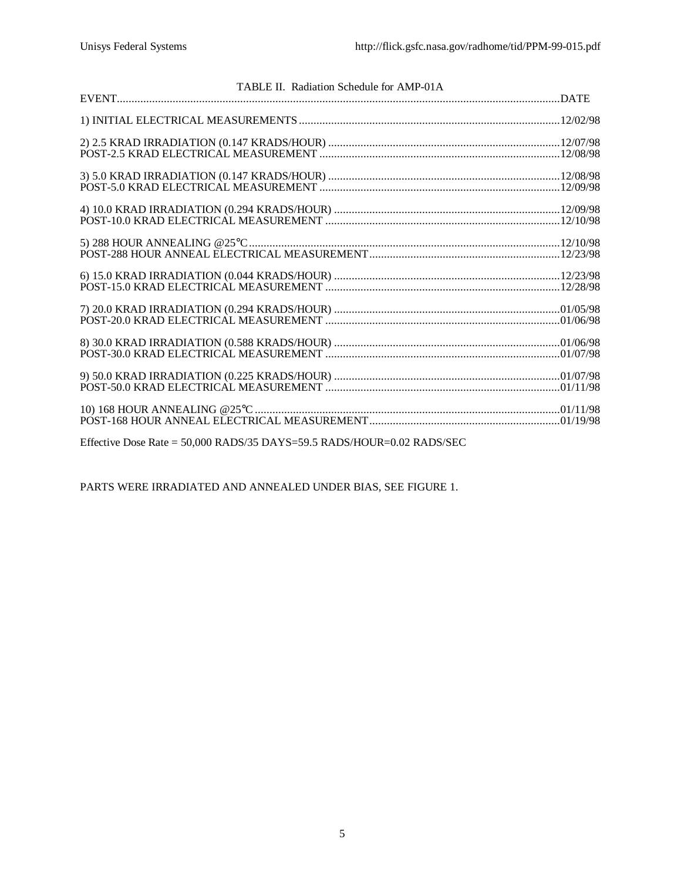TABLE II. Radiation Schedule for AMP-01A

| EVENT | DATE |
|---|---|
| 1) INITIAL ELECTRICAL MEASUREMENTS | 12/02/98 |
| 2) 2.5 KRAD IRRADIATION (0.147 KRADS/HOUR) | 12/07/98 |
| POST-2.5 KRAD ELECTRICAL MEASUREMENT | 12/08/98 |
| 3) 5.0 KRAD IRRADIATION (0.147 KRADS/HOUR) | 12/08/98 |
| POST-5.0 KRAD ELECTRICAL MEASUREMENT | 12/09/98 |
| 4) 10.0 KRAD IRRADIATION (0.294 KRADS/HOUR) | 12/09/98 |
| POST-10.0 KRAD ELECTRICAL MEASUREMENT | 12/10/98 |
| 5) 288 HOUR ANNEALING @25°C | 12/10/98 |
| POST-288 HOUR ANNEAL ELECTRICAL MEASUREMENT | 12/23/98 |
| 6) 15.0 KRAD IRRADIATION (0.044 KRADS/HOUR) | 12/23/98 |
| POST-15.0 KRAD ELECTRICAL MEASUREMENT | 12/28/98 |
| 7) 20.0 KRAD IRRADIATION (0.294 KRADS/HOUR) | 01/05/98 |
| POST-20.0 KRAD ELECTRICAL MEASUREMENT | 01/06/98 |
| 8) 30.0 KRAD IRRADIATION (0.588 KRADS/HOUR) | 01/06/98 |
| POST-30.0 KRAD ELECTRICAL MEASUREMENT | 01/07/98 |
| 9) 50.0 KRAD IRRADIATION (0.225 KRADS/HOUR) | 01/07/98 |
| POST-50.0 KRAD ELECTRICAL MEASUREMENT | 01/11/98 |
| 10) 168 HOUR ANNEALING @25°C | 01/11/98 |
| POST-168 HOUR ANNEAL ELECTRICAL MEASUREMENT | 01/19/98 |

Effective Dose Rate = 50,000 RADS/35 DAYS=59.5 RADS/HOUR=0.02 RADS/SEC

PARTS WERE IRRADIATED AND ANNEALED UNDER BIAS, SEE FIGURE 1.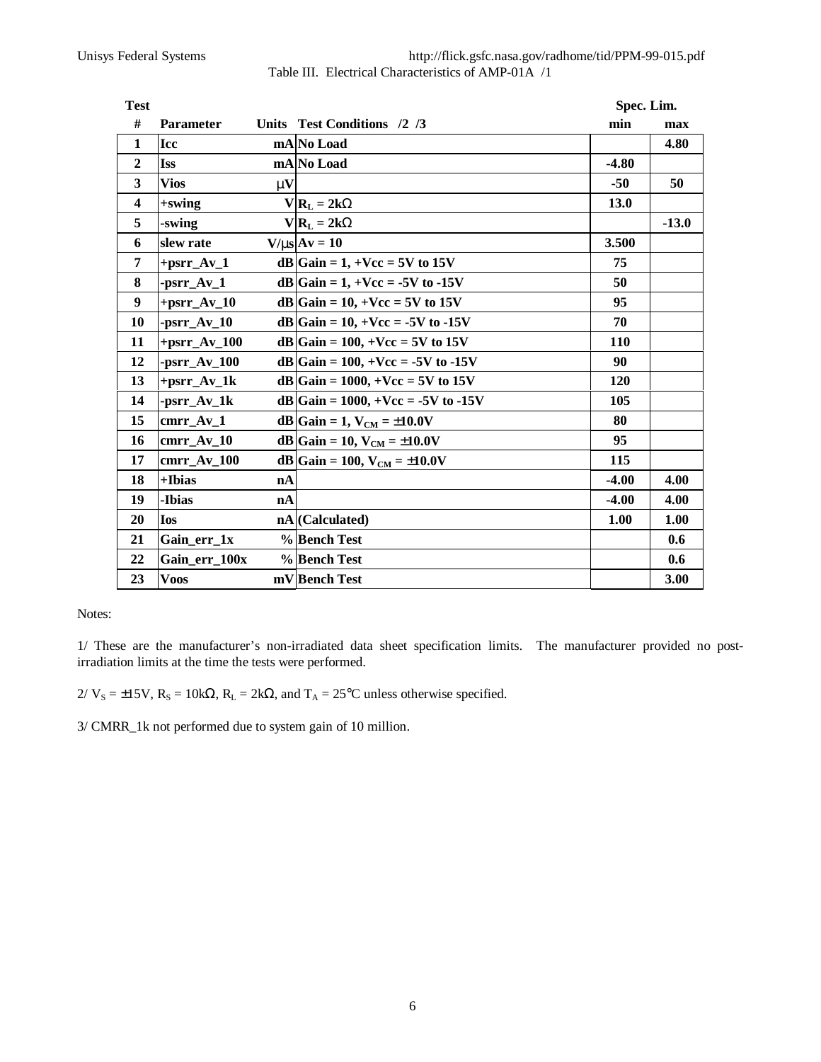Unisys Federal Systems http://flick.gsfc.nasa.gov/radhome/tid/PPM-99-015.pdf

Table III. Electrical Characteristics of AMP-01A /1

| Test # | Parameter | Units | Test Conditions /2 /3 | Spec. Lim. min | Spec. Lim. max |
|---|---|---|---|---|---|
| 1 | Icc | mA | No Load | | 4.80 |
| 2 | Iss | mA | No Load | -4.80 | |
| 3 | Vios | μV | | -50 | 50 |
| 4 | +swing | V | $R_L = 2k\Omega$ | 13.0 | |
| 5 | -swing | V | $R_L = 2k\Omega$ | | -13.0 |
| 6 | slew rate | V/μs | Av = 10 | 3.500 | |
| 7 | +psrr_Av_1 | dB | Gain = 1, +Vcc = 5V to 15V | 75 | |
| 8 | -psrr_Av_1 | dB | Gain = 1, +Vcc = -5V to -15V | 50 | |
| 9 | +psrr_Av_10 | dB | Gain = 10, +Vcc = 5V to 15V | 95 | |
| 10 | -psrr_Av_10 | dB | Gain = 10, +Vcc = -5V to -15V | 70 | |
| 11 | +psrr_Av_100 | dB | Gain = 100, +Vcc = 5V to 15V | 110 | |
| 12 | -psrr_Av_100 | dB | Gain = 100, +Vcc = -5V to -15V | 90 | |
| 13 | +psrr_Av_1k | dB | Gain = 1000, +Vcc = 5V to 15V | 120 | |
| 14 | -psrr_Av_1k | dB | Gain = 1000, +Vcc = -5V to -15V | 105 | |
| 15 | cmrr_Av_1 | dB | Gain = 1, $V_{CM} = \pm 10.0V$ | 80 | |
| 16 | cmrr_Av_10 | dB | Gain = 10, $V_{CM} = \pm 10.0V$ | 95 | |
| 17 | cmrr_Av_100 | dB | Gain = 100, $V_{CM} = \pm 10.0V$ | 115 | |
| 18 | +Ibias | nA | | -4.00 | 4.00 |
| 19 | -Ibias | nA | | -4.00 | 4.00 |
| 20 | Ios | nA | (Calculated) | 1.00 | 1.00 |
| 21 | Gain_err_1x | % | Bench Test | | 0.6 |
| 22 | Gain_err_100x | % | Bench Test | | 0.6 |
| 23 | Voos | mV | Bench Test | | 3.00 |

Notes:

1/ These are the manufacturer's non-irradiated data sheet specification limits. The manufacturer provided no post-irradiation limits at the time the tests were performed.

2/ $V_S = \pm 15V$, $R_S = 10k\Omega$, $R_L = 2k\Omega$, and $T_A = 25°C$ unless otherwise specified.

3/ CMRR_1k not performed due to system gain of 10 million.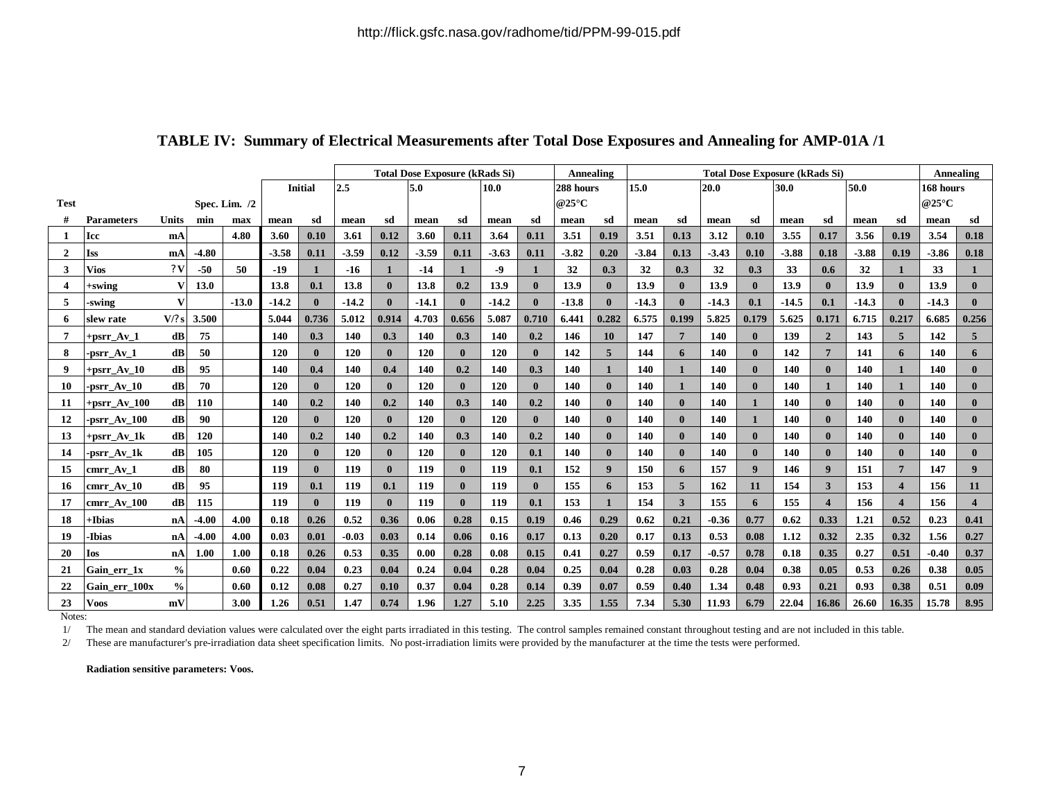http://flick.gsfc.nasa.gov/radhome/tid/PPM-99-015.pdf

## TABLE IV: Summary of Electrical Measurements after Total Dose Exposures and Annealing for AMP-01A /1

| | | | | | | | Total Dose Exposure (kRads Si) | | | | | | Annealing | | Total Dose Exposure (kRads Si) | | | | | | | | Annealing | |
|---|---|---|---|---|---|---|---|---|---|---|---|---|---|---|---|---|---|---|---|---|---|---|---|---|
| | | | | | Initial | | 2.5 | | 5.0 | | 10.0 | | 288 hours @25°C | | 15.0 | | 20.0 | | 30.0 | | 50.0 | | 168 hours @25°C | |
| Test # | Parameters | Units | Spec. Lim. /2 min | max | mean | sd | mean | sd | mean | sd | mean | sd | mean | sd | mean | sd | mean | sd | mean | sd | mean | sd | mean | sd |
| 1 | Icc | mA | | 4.80 | 3.60 | 0.10 | 3.61 | 0.12 | 3.60 | 0.11 | 3.64 | 0.11 | 3.51 | 0.19 | 3.51 | 0.13 | 3.12 | 0.10 | 3.55 | 0.17 | 3.56 | 0.19 | 3.54 | 0.18 |
| 2 | Iss | mA | -4.80 | | -3.58 | 0.11 | -3.59 | 0.12 | -3.59 | 0.11 | -3.63 | 0.11 | -3.82 | 0.20 | -3.84 | 0.13 | -3.43 | 0.10 | -3.88 | 0.18 | -3.88 | 0.19 | -3.86 | 0.18 |
| 3 | Vios | ?V | -50 | 50 | -19 | 1 | -16 | 1 | -14 | 1 | -9 | 1 | 32 | 0.3 | 32 | 0.3 | 32 | 0.3 | 33 | 0.6 | 32 | 1 | 33 | 1 |
| 4 | +swing | V | 13.0 | | 13.8 | 0.1 | 13.8 | 0 | 13.8 | 0.2 | 13.9 | 0 | 13.9 | 0 | 13.9 | 0 | 13.9 | 0 | 13.9 | 0 | 13.9 | 0 | 13.9 | 0 |
| 5 | -swing | V | | -13.0 | -14.2 | 0 | -14.2 | 0 | -14.1 | 0 | -14.2 | 0 | -13.8 | 0 | -14.3 | 0 | -14.3 | 0.1 | -14.5 | 0.1 | -14.3 | 0 | -14.3 | 0 |
| 6 | slew rate | V/?s | 3.500 | | 5.044 | 0.736 | 5.012 | 0.914 | 4.703 | 0.656 | 5.087 | 0.710 | 6.441 | 0.282 | 6.575 | 0.199 | 5.825 | 0.179 | 5.625 | 0.171 | 6.715 | 0.217 | 6.685 | 0.256 |
| 7 | +psrr_Av_1 | dB | 75 | | 140 | 0.3 | 140 | 0.3 | 140 | 0.3 | 140 | 0.2 | 146 | 10 | 147 | 7 | 140 | 0 | 139 | 2 | 143 | 5 | 142 | 5 |
| 8 | -psrr_Av_1 | dB | 50 | | 120 | 0 | 120 | 0 | 120 | 0 | 120 | 0 | 142 | 5 | 144 | 6 | 140 | 0 | 142 | 7 | 141 | 6 | 140 | 6 |
| 9 | +psrr_Av_10 | dB | 95 | | 140 | 0.4 | 140 | 0.4 | 140 | 0.2 | 140 | 0.3 | 140 | 1 | 140 | 1 | 140 | 0 | 140 | 0 | 140 | 1 | 140 | 0 |
| 10 | -psrr_Av_10 | dB | 70 | | 120 | 0 | 120 | 0 | 120 | 0 | 120 | 0 | 140 | 0 | 140 | 1 | 140 | 0 | 140 | 1 | 140 | 1 | 140 | 0 |
| 11 | +psrr_Av_100 | dB | 110 | | 140 | 0.2 | 140 | 0.2 | 140 | 0.3 | 140 | 0.2 | 140 | 0 | 140 | 0 | 140 | 1 | 140 | 0 | 140 | 0 | 140 | 0 |
| 12 | -psrr_Av_100 | dB | 90 | | 120 | 0 | 120 | 0 | 120 | 0 | 120 | 0 | 140 | 0 | 140 | 0 | 140 | 1 | 140 | 0 | 140 | 0 | 140 | 0 |
| 13 | +psrr_Av_1k | dB | 120 | | 140 | 0.2 | 140 | 0.2 | 140 | 0.3 | 140 | 0.2 | 140 | 0 | 140 | 0 | 140 | 0 | 140 | 0 | 140 | 0 | 140 | 0 |
| 14 | -psrr_Av_1k | dB | 105 | | 120 | 0 | 120 | 0 | 120 | 0 | 120 | 0.1 | 140 | 0 | 140 | 0 | 140 | 0 | 140 | 0 | 140 | 0 | 140 | 0 |
| 15 | cmrr_Av_1 | dB | 80 | | 119 | 0 | 119 | 0 | 119 | 0 | 119 | 0.1 | 152 | 9 | 150 | 6 | 157 | 9 | 146 | 9 | 151 | 7 | 147 | 9 |
| 16 | cmrr_Av_10 | dB | 95 | | 119 | 0.1 | 119 | 0.1 | 119 | 0 | 119 | 0 | 155 | 6 | 153 | 5 | 162 | 11 | 154 | 3 | 153 | 4 | 156 | 11 |
| 17 | cmrr_Av_100 | dB | 115 | | 119 | 0 | 119 | 0 | 119 | 0 | 119 | 0.1 | 153 | 1 | 154 | 3 | 155 | 6 | 155 | 4 | 156 | 4 | 156 | 4 |
| 18 | +Ibias | nA | -4.00 | 4.00 | 0.18 | 0.26 | 0.52 | 0.36 | 0.06 | 0.28 | 0.15 | 0.19 | 0.46 | 0.29 | 0.62 | 0.21 | -0.36 | 0.77 | 0.62 | 0.33 | 1.21 | 0.52 | 0.23 | 0.41 |
| 19 | -Ibias | nA | -4.00 | 4.00 | 0.03 | 0.01 | -0.03 | 0.03 | 0.14 | 0.06 | 0.16 | 0.17 | 0.13 | 0.20 | 0.17 | 0.13 | 0.53 | 0.08 | 1.12 | 0.32 | 2.35 | 0.32 | 1.56 | 0.27 |
| 20 | Ios | nA | 1.00 | 1.00 | 0.18 | 0.26 | 0.53 | 0.35 | 0.00 | 0.28 | 0.08 | 0.15 | 0.41 | 0.27 | 0.59 | 0.17 | -0.57 | 0.78 | 0.18 | 0.35 | 0.27 | 0.51 | -0.40 | 0.37 |
| 21 | Gain_err_1x | % | | 0.60 | 0.22 | 0.04 | 0.23 | 0.04 | 0.24 | 0.04 | 0.28 | 0.04 | 0.25 | 0.04 | 0.28 | 0.03 | 0.28 | 0.04 | 0.38 | 0.05 | 0.53 | 0.26 | 0.38 | 0.05 |
| 22 | Gain_err_100x | % | | 0.60 | 0.12 | 0.08 | 0.27 | 0.10 | 0.37 | 0.04 | 0.28 | 0.14 | 0.39 | 0.07 | 0.59 | 0.40 | 1.34 | 0.48 | 0.93 | 0.21 | 0.93 | 0.38 | 0.51 | 0.09 |
| 23 | Voos | mV | | 3.00 | 1.26 | 0.51 | 1.47 | 0.74 | 1.96 | 1.27 | 5.10 | 2.25 | 3.35 | 1.55 | 7.34 | 5.30 | 11.93 | 6.79 | 22.04 | 16.86 | 26.60 | 16.35 | 15.78 | 8.95 |

Notes:

1/ The mean and standard deviation values were calculated over the eight parts irradiated in this testing. The control samples remained constant throughout testing and are not included in this table.

2/ These are manufacturer's pre-irradiation data sheet specification limits. No post-irradiation limits were provided by the manufacturer at the time the tests were performed.

**Radiation sensitive parameters: Voos.**